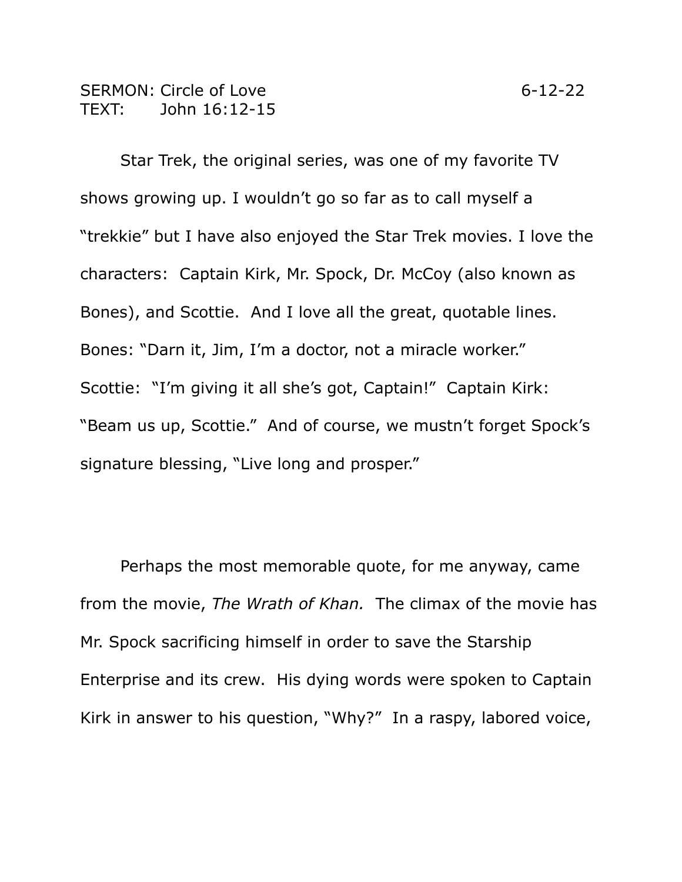SERMON: Circle of Love 6-12-22
TEXT: John 16:12-15

Star Trek, the original series, was one of my favorite TV shows growing up. I wouldn't go so far as to call myself a "trekkie" but I have also enjoyed the Star Trek movies. I love the characters: Captain Kirk, Mr. Spock, Dr. McCoy (also known as Bones), and Scottie. And I love all the great, quotable lines. Bones: "Darn it, Jim, I'm a doctor, not a miracle worker." Scottie: "I'm giving it all she's got, Captain!" Captain Kirk: "Beam us up, Scottie." And of course, we mustn't forget Spock's signature blessing, "Live long and prosper."

Perhaps the most memorable quote, for me anyway, came from the movie, *The Wrath of Khan.* The climax of the movie has Mr. Spock sacrificing himself in order to save the Starship Enterprise and its crew. His dying words were spoken to Captain Kirk in answer to his question, "Why?" In a raspy, labored voice,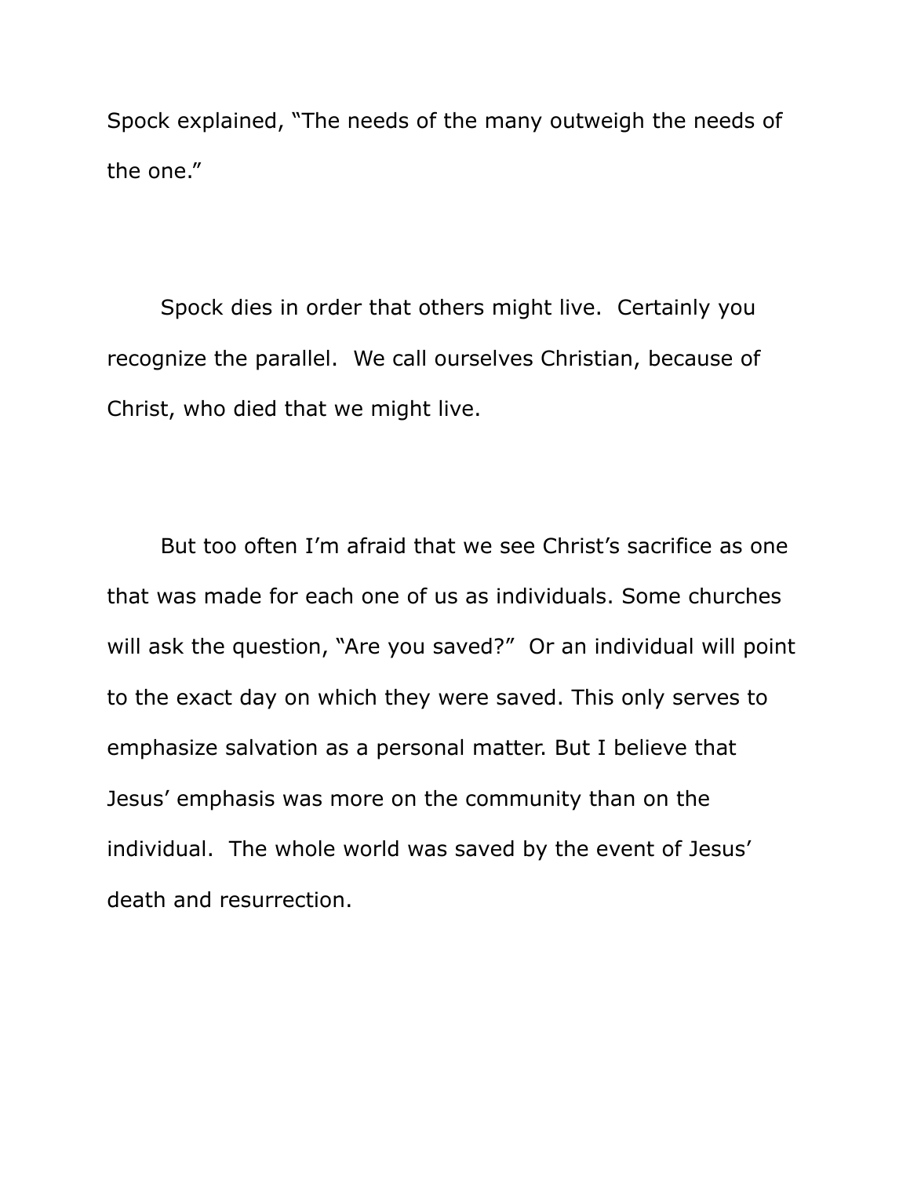Spock explained, “The needs of the many outweigh the needs of the one.”

Spock dies in order that others might live.  Certainly you recognize the parallel.  We call ourselves Christian, because of Christ, who died that we might live.

But too often I’m afraid that we see Christ’s sacrifice as one that was made for each one of us as individuals. Some churches will ask the question, “Are you saved?”  Or an individual will point to the exact day on which they were saved. This only serves to emphasize salvation as a personal matter. But I believe that Jesus’ emphasis was more on the community than on the individual.  The whole world was saved by the event of Jesus’ death and resurrection.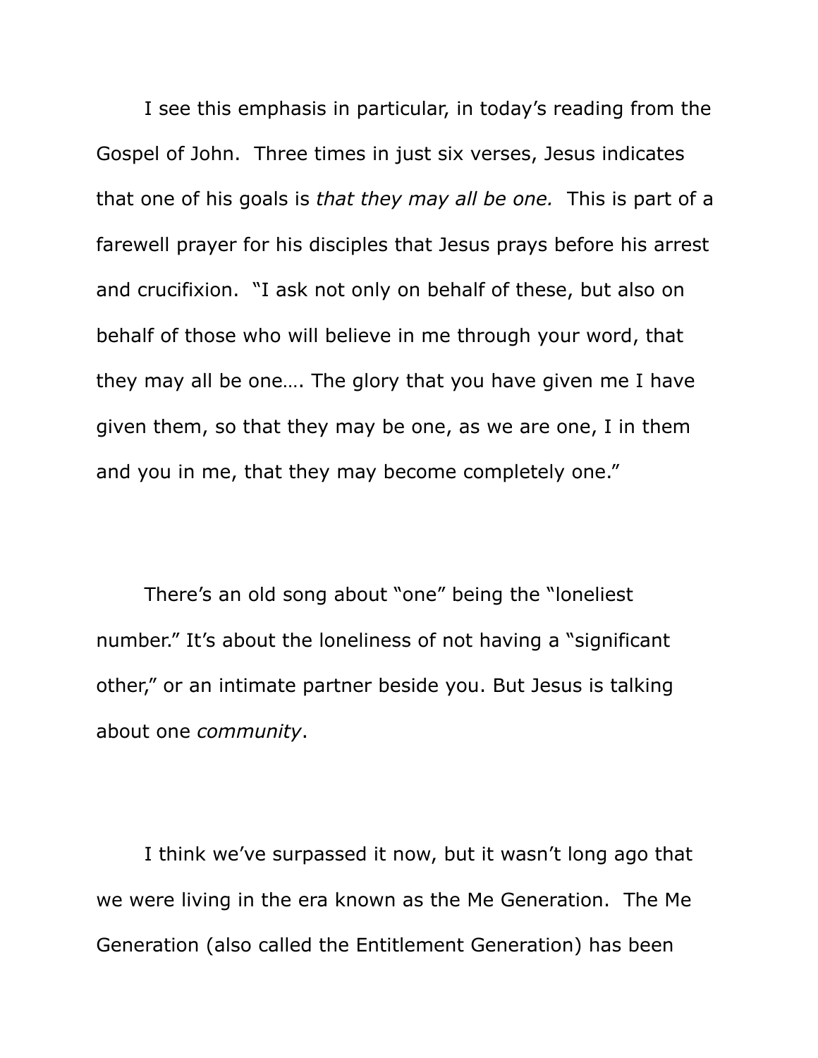I see this emphasis in particular, in today's reading from the Gospel of John. Three times in just six verses, Jesus indicates that one of his goals is *that they may all be one.* This is part of a farewell prayer for his disciples that Jesus prays before his arrest and crucifixion. "I ask not only on behalf of these, but also on behalf of those who will believe in me through your word, that they may all be one…. The glory that you have given me I have given them, so that they may be one, as we are one, I in them and you in me, that they may become completely one."

There's an old song about "one" being the "loneliest number." It's about the loneliness of not having a "significant other," or an intimate partner beside you. But Jesus is talking about one *community*.

I think we've surpassed it now, but it wasn't long ago that we were living in the era known as the Me Generation. The Me Generation (also called the Entitlement Generation) has been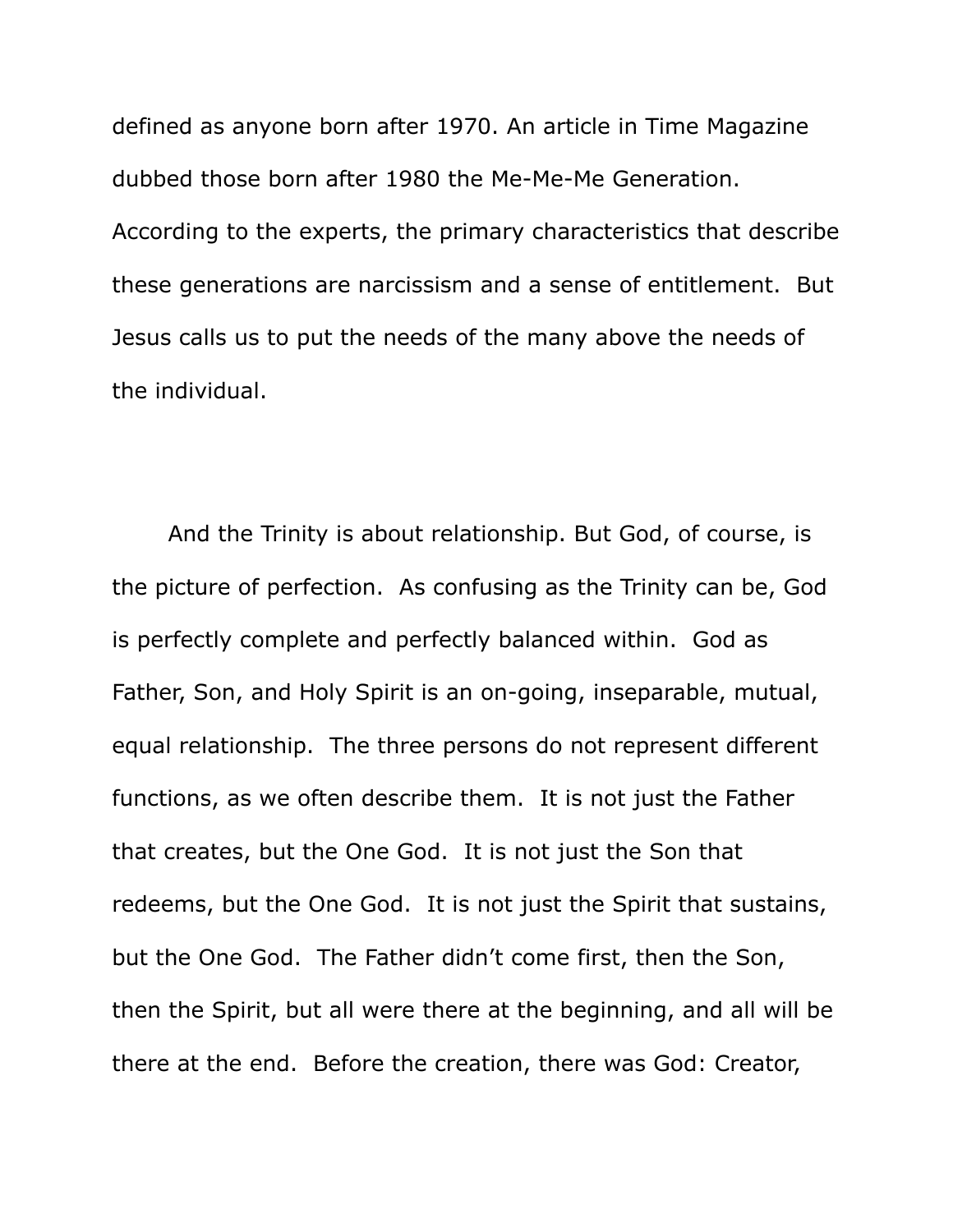defined as anyone born after 1970. An article in Time Magazine dubbed those born after 1980 the Me-Me-Me Generation. According to the experts, the primary characteristics that describe these generations are narcissism and a sense of entitlement. But Jesus calls us to put the needs of the many above the needs of the individual.

And the Trinity is about relationship. But God, of course, is the picture of perfection. As confusing as the Trinity can be, God is perfectly complete and perfectly balanced within. God as Father, Son, and Holy Spirit is an on-going, inseparable, mutual, equal relationship. The three persons do not represent different functions, as we often describe them. It is not just the Father that creates, but the One God. It is not just the Son that redeems, but the One God. It is not just the Spirit that sustains, but the One God. The Father didn't come first, then the Son, then the Spirit, but all were there at the beginning, and all will be there at the end. Before the creation, there was God: Creator,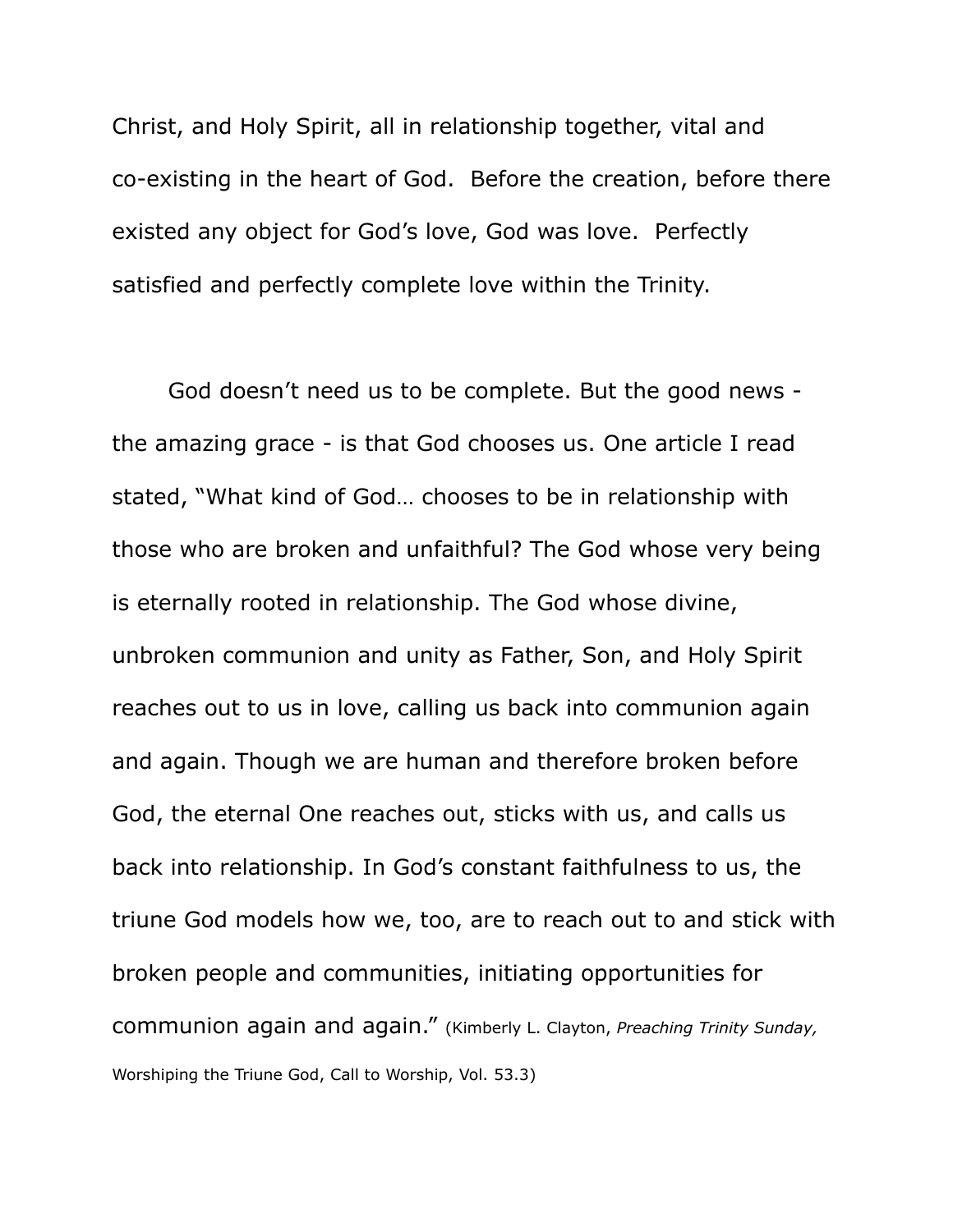Christ, and Holy Spirit, all in relationship together, vital and co-existing in the heart of God.  Before the creation, before there existed any object for God's love, God was love.  Perfectly satisfied and perfectly complete love within the Trinity.

God doesn't need us to be complete. But the good news - the amazing grace - is that God chooses us. One article I read stated, "What kind of God… chooses to be in relationship with those who are broken and unfaithful? The God whose very being is eternally rooted in relationship. The God whose divine, unbroken communion and unity as Father, Son, and Holy Spirit reaches out to us in love, calling us back into communion again and again. Though we are human and therefore broken before God, the eternal One reaches out, sticks with us, and calls us back into relationship. In God's constant faithfulness to us, the triune God models how we, too, are to reach out to and stick with broken people and communities, initiating opportunities for communion again and again." (Kimberly L. Clayton, *Preaching Trinity Sunday,* Worshiping the Triune God, Call to Worship, Vol. 53.3)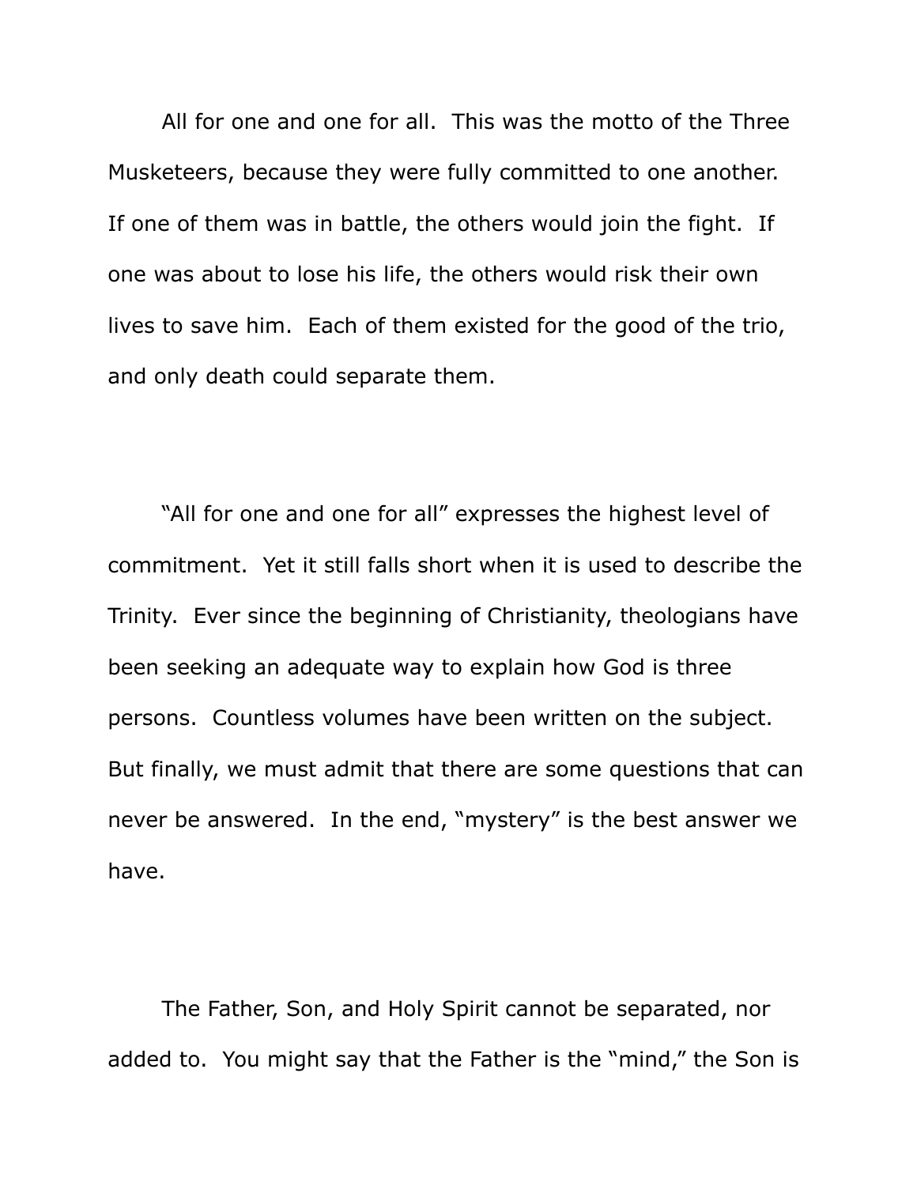All for one and one for all. This was the motto of the Three Musketeers, because they were fully committed to one another. If one of them was in battle, the others would join the fight. If one was about to lose his life, the others would risk their own lives to save him. Each of them existed for the good of the trio, and only death could separate them.

"All for one and one for all" expresses the highest level of commitment. Yet it still falls short when it is used to describe the Trinity. Ever since the beginning of Christianity, theologians have been seeking an adequate way to explain how God is three persons. Countless volumes have been written on the subject. But finally, we must admit that there are some questions that can never be answered. In the end, "mystery" is the best answer we have.

The Father, Son, and Holy Spirit cannot be separated, nor added to. You might say that the Father is the "mind," the Son is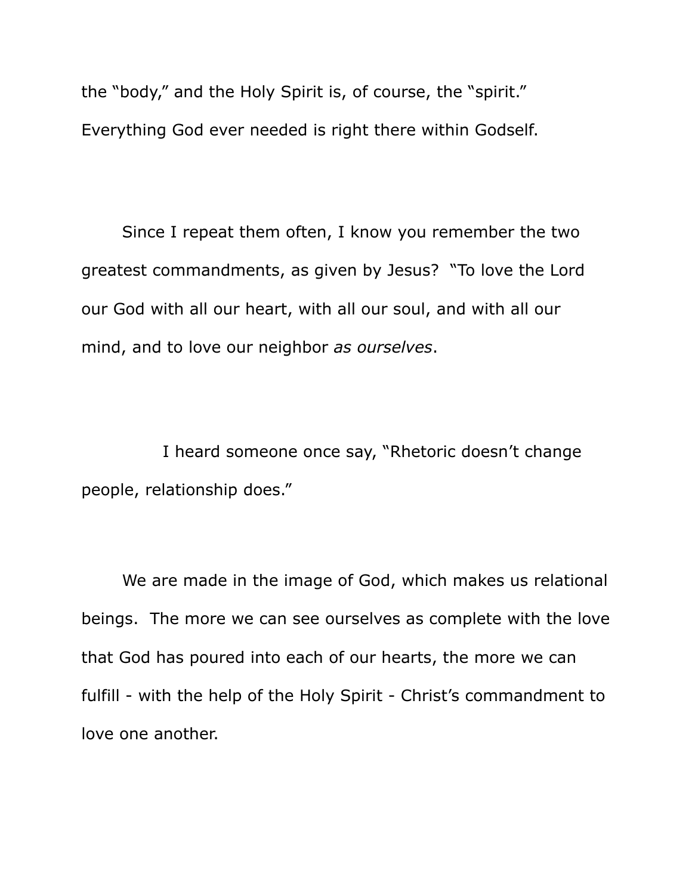the "body," and the Holy Spirit is, of course, the "spirit." Everything God ever needed is right there within Godself.

Since I repeat them often, I know you remember the two greatest commandments, as given by Jesus? "To love the Lord our God with all our heart, with all our soul, and with all our mind, and to love our neighbor *as ourselves*.

I heard someone once say, "Rhetoric doesn't change people, relationship does."

We are made in the image of God, which makes us relational beings. The more we can see ourselves as complete with the love that God has poured into each of our hearts, the more we can fulfill - with the help of the Holy Spirit - Christ's commandment to love one another.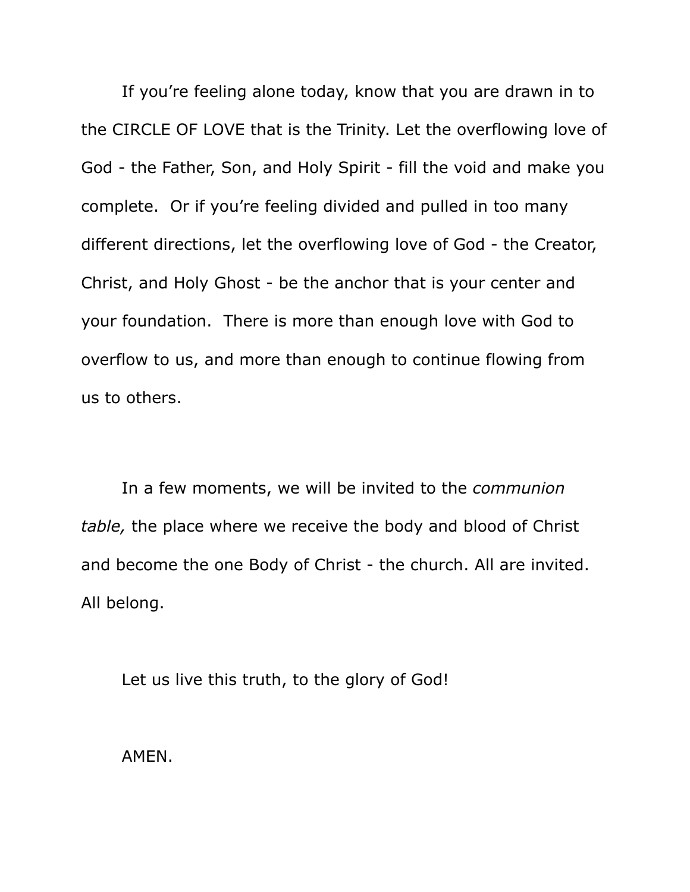If you’re feeling alone today, know that you are drawn in to the CIRCLE OF LOVE that is the Trinity. Let the overflowing love of God - the Father, Son, and Holy Spirit - fill the void and make you complete. Or if you’re feeling divided and pulled in too many different directions, let the overflowing love of God - the Creator, Christ, and Holy Ghost - be the anchor that is your center and your foundation. There is more than enough love with God to overflow to us, and more than enough to continue flowing from us to others.

In a few moments, we will be invited to the *communion table,* the place where we receive the body and blood of Christ and become the one Body of Christ - the church. All are invited. All belong.

Let us live this truth, to the glory of God!

AMEN.